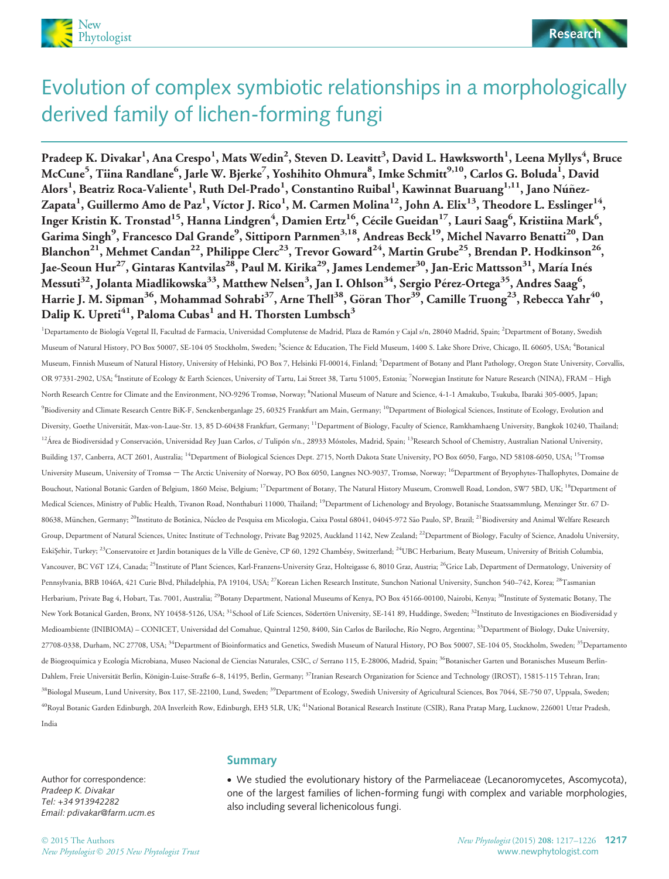# Evolution of complex symbiotic relationships in a morphologically derived family of lichen-forming fungi

**Pradeep K. Divakar[1], Ana Crespo[1], Mats Wedin[2], Steven D. Leavitt[3], David L. Hawksworth[1], Leena Myllys[4], Bruce McCune[5], Tiina Randlane[6], Jarle W. Bjerke[7], Yoshihito Ohmura[8], Imke Schmitt[9,10], Carlos G. Boluda[1], David Alors[1], Beatriz Roca-Valiente[1], Ruth Del-Prado[1], Constantino Ruibal[1], Kawinnat Buaruang[1,11], Jano Núñez-Zapata[1], Guillermo Amo de Paz[1], Víctor J. Rico[1], M. Carmen Molina[12], John A. Elix[13], Theodore L. Esslinger[14], Inger Kristin K. Tronstad[15], Hanna Lindgren[4], Damien Ertz[16], Cécile Gueidan[17], Lauri Saag[6], Kristiina Mark[6], Garima Singh[9], Francesco Dal Grande[9], Sittiporn Parnmen[3,18], Andreas Beck[19], Michel Navarro Benatti[20], Dan Blanchon[21], Mehmet Candan[22], Philippe Clerc[23], Trevor Goward[24], Martin Grube[25], Brendan P. Hodkinson[26], Jae-Seoun Hur[27], Gintaras Kantvilas[28], Paul M. Kirika[29], James Lendemer[30], Jan-Eric Mattsson[31], María Inés Messuti[32], Jolanta Miadlikowska[33], Matthew Nelsen[3], Jan I. Ohlson[34], Sergio Pérez-Ortega[35], Andres Saag[6], Harrie J. M. Sipman[36], Mohammad Sohrabi[37], Arne Thell[38], Göran Thor[39], Camille Truong[23], Rebecca Yahr[40], Dalip K. Upreti[41], Paloma Cubas[1] and H. Thorsten Lumbsch[3]**

[1]Departamento de Biología Vegetal II, Facultad de Farmacia, Universidad Complutense de Madrid, Plaza de Ramón y Cajal s/n, 28040 Madrid, Spain; [2]Department of Botany, Swedish Museum of Natural History, PO Box 50007, SE-104 05 Stockholm, Sweden; [3]Science & Education, The Field Museum, 1400 S. Lake Shore Drive, Chicago, IL 60605, USA; [4]Botanical Museum, Finnish Museum of Natural History, University of Helsinki, PO Box 7, Helsinki FI-00014, Finland; [5]Department of Botany and Plant Pathology, Oregon State University, Corvallis, OR 97331-2902, USA; [6]Institute of Ecology & Earth Sciences, University of Tartu, Lai Street 38, Tartu 51005, Estonia; [7]Norwegian Institute for Nature Research (NINA), FRAM – High North Research Centre for Climate and the Environment, NO-9296 Tromsø, Norway; [8]National Museum of Nature and Science, 4-1-1 Amakubo, Tsukuba, Ibaraki 305-0005, Japan; [9]Biodiversity and Climate Research Centre BiK-F, Senckenberganlage 25, 60325 Frankfurt am Main, Germany; [10]Department of Biological Sciences, Institute of Ecology, Evolution and Diversity, Goethe Universität, Max-von-Laue-Str. 13, 85 D-60438 Frankfurt, Germany; [11]Department of Biology, Faculty of Science, Ramkhamhaeng University, Bangkok 10240, Thailand; [12]Área de Biodiversidad y Conservación, Universidad Rey Juan Carlos, c/ Tulipón s/n., 28933 Móstoles, Madrid, Spain; [13]Research School of Chemistry, Australian National University, Building 137, Canberra, ACT 2601, Australia; [14]Department of Biological Sciences Dept. 2715, North Dakota State University, PO Box 6050, Fargo, ND 58108-6050, USA; [15]Tromsø University Museum, University of Tromsø — The Arctic University of Norway, PO Box 6050, Langnes NO-9037, Tromsø, Norway; [16]Department of Bryophytes-Thallophytes, Domaine de Bouchout, National Botanic Garden of Belgium, 1860 Meise, Belgium; [17]Department of Botany, The Natural History Museum, Cromwell Road, London, SW7 5BD, UK; [18]Department of Medical Sciences, Ministry of Public Health, Tivanon Road, Nonthaburi 11000, Thailand; [19]Department of Lichenology and Bryology, Botanische Staatssammlung, Menzinger Str. 67 D-80638, München, Germany; [20]Instituto de Botânica, Núcleo de Pesquisa em Micologia, Caixa Postal 68041, 04045-972 São Paulo, SP, Brazil; [21]Biodiversity and Animal Welfare Research Group, Department of Natural Sciences, Unitec Institute of Technology, Private Bag 92025, Auckland 1142, New Zealand; [22]Department of Biology, Faculty of Science, Anadolu University, EskiŞehir, Turkey; [23]Conservatoire et Jardin botaniques de la Ville de Genève, CP 60, 1292 Chambésy, Switzerland; [24]UBC Herbarium, Beaty Museum, University of British Columbia, Vancouver, BC V6T 1Z4, Canada; [25]Institute of Plant Sciences, Karl-Franzens-University Graz, Holteigasse 6, 8010 Graz, Austria; [26]Grice Lab, Department of Dermatology, University of Pennsylvania, BRB 1046A, 421 Curie Blvd, Philadelphia, PA 19104, USA; [27]Korean Lichen Research Institute, Sunchon National University, Sunchon 540–742, Korea; [28]Tasmanian Herbarium, Private Bag 4, Hobart, Tas. 7001, Australia; [29]Botany Department, National Museums of Kenya, PO Box 45166-00100, Nairobi, Kenya; [30]Institute of Systematic Botany, The New York Botanical Garden, Bronx, NY 10458-5126, USA; [31]School of Life Sciences, Södertörn University, SE-141 89, Huddinge, Sweden; [32]Instituto de Investigaciones en Biodiversidad y Medioambiente (INIBIOMA) – CONICET, Universidad del Comahue, Quintral 1250, 8400, Sán Carlos de Bariloche, Río Negro, Argentina; [33]Department of Biology, Duke University, 27708-0338, Durham, NC 27708, USA; [34]Department of Bioinformatics and Genetics, Swedish Museum of Natural History, PO Box 50007, SE-104 05, Stockholm, Sweden; [35]Departamento de Biogeoquímica y Ecología Microbiana, Museo Nacional de Ciencias Naturales, CSIC, c/ Serrano 115, E-28006, Madrid, Spain; [36]Botanischer Garten und Botanisches Museum Berlin-Dahlem, Freie Universität Berlin, Königin-Luise-Straße 6–8, 14195, Berlin, Germany; [37]Iranian Research Organization for Science and Technology (IROST), 15815-115 Tehran, Iran; [38]Biologal Museum, Lund University, Box 117, SE-22100, Lund, Sweden; [39]Department of Ecology, Swedish University of Agricultural Sciences, Box 7044, SE-750 07, Uppsala, Sweden; [40]Royal Botanic Garden Edinburgh, 20A Inverleith Row, Edinburgh, EH3 5LR, UK; [41]National Botanical Research Institute (CSIR), Rana Pratap Marg, Lucknow, 226001 Uttar Pradesh, India

Author for correspondence:
*Pradeep K. Divakar*
*Tel: +34 913942282*
*Email: pdivakar@farm.ucm.es*

## Summary

- We studied the evolutionary history of the Parmeliaceae (Lecanoromycetes, Ascomycota), one of the largest families of lichen-forming fungi with complex and variable morphologies, also including several lichenicolous fungi.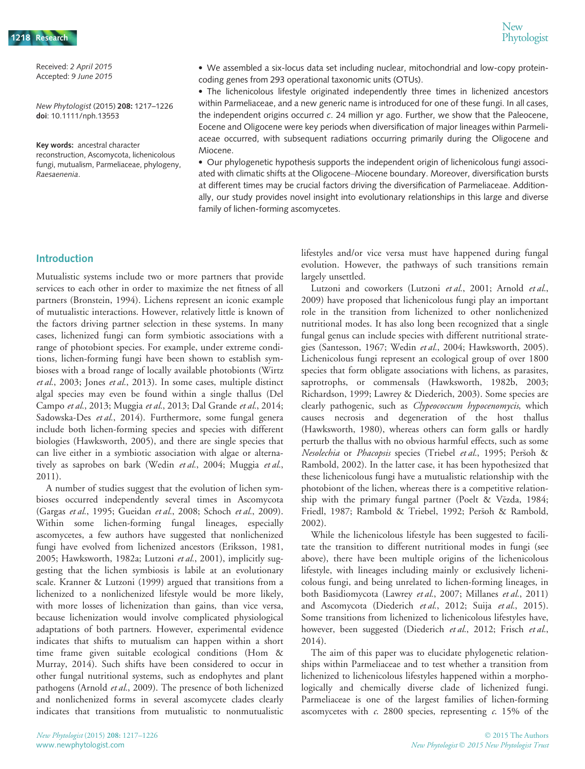Received: 2 April 2015
Accepted: 9 June 2015

*New Phytologist* (2015) **208:** 1217–1226
**doi**: 10.1111/nph.13553

**Key words:** ancestral character reconstruction, Ascomycota, lichenicolous fungi, mutualism, Parmeliaceae, phylogeny, *Raesaenenia*.

- We assembled a six-locus data set including nuclear, mitochondrial and low-copy protein-coding genes from 293 operational taxonomic units (OTUs).
- The lichenicolous lifestyle originated independently three times in lichenized ancestors within Parmeliaceae, and a new generic name is introduced for one of these fungi. In all cases, the independent origins occurred *c.* 24 million yr ago. Further, we show that the Paleocene, Eocene and Oligocene were key periods when diversification of major lineages within Parmeliaceae occurred, with subsequent radiations occurring primarily during the Oligocene and Miocene.
- Our phylogenetic hypothesis supports the independent origin of lichenicolous fungi associated with climatic shifts at the Oligocene–Miocene boundary. Moreover, diversification bursts at different times may be crucial factors driving the diversification of Parmeliaceae. Additionally, our study provides novel insight into evolutionary relationships in this large and diverse family of lichen-forming ascomycetes.

## Introduction

Mutualistic systems include two or more partners that provide services to each other in order to maximize the net fitness of all partners (Bronstein, 1994). Lichens represent an iconic example of mutualistic interactions. However, relatively little is known of the factors driving partner selection in these systems. In many cases, lichenized fungi can form symbiotic associations with a range of photobiont species. For example, under extreme conditions, lichen-forming fungi have been shown to establish symbioses with a broad range of locally available photobionts (Wirtz *et al.*, 2003; Jones *et al.*, 2013). In some cases, multiple distinct algal species may even be found within a single thallus (Del Campo *et al.*, 2013; Muggia *et al.*, 2013; Dal Grande *et al.*, 2014; Sadowska-Des *et al.*, 2014). Furthermore, some fungal genera include both lichen-forming species and species with different biologies (Hawksworth, 2005), and there are single species that can live either in a symbiotic association with algae or alternatively as saprobes on bark (Wedin *et al.*, 2004; Muggia *et al.*, 2011).

A number of studies suggest that the evolution of lichen symbioses occurred independently several times in Ascomycota (Gargas *et al.*, 1995; Gueidan *et al.*, 2008; Schoch *et al.*, 2009). Within some lichen-forming fungal lineages, especially ascomycetes, a few authors have suggested that nonlichenized fungi have evolved from lichenized ancestors (Eriksson, 1981, 2005; Hawksworth, 1982a; Lutzoni *et al.*, 2001), implicitly suggesting that the lichen symbiosis is labile at an evolutionary scale. Kranner & Lutzoni (1999) argued that transitions from a lichenized to a nonlichenized lifestyle would be more likely, with more losses of lichenization than gains, than vice versa, because lichenization would involve complicated physiological adaptations of both partners. However, experimental evidence indicates that shifts to mutualism can happen within a short time frame given suitable ecological conditions (Hom & Murray, 2014). Such shifts have been considered to occur in other fungal nutritional systems, such as endophytes and plant pathogens (Arnold *et al.*, 2009). The presence of both lichenized and nonlichenized forms in several ascomycete clades clearly indicates that transitions from mutualistic to nonmutualistic lifestyles and/or vice versa must have happened during fungal evolution. However, the pathways of such transitions remain largely unsettled.

Lutzoni and coworkers (Lutzoni *et al.*, 2001; Arnold *et al.*, 2009) have proposed that lichenicolous fungi play an important role in the transition from lichenized to other nonlichenized nutritional modes. It has also long been recognized that a single fungal genus can include species with different nutritional strategies (Santesson, 1967; Wedin *et al.*, 2004; Hawksworth, 2005). Lichenicolous fungi represent an ecological group of over 1800 species that form obligate associations with lichens, as parasites, saprotrophs, or commensals (Hawksworth, 1982b, 2003; Richardson, 1999; Lawrey & Diederich, 2003). Some species are clearly pathogenic, such as *Clypeococcum hypocenomycis*, which causes necrosis and degeneration of the host thallus (Hawksworth, 1980), whereas others can form galls or hardly perturb the thallus with no obvious harmful effects, such as some *Nesolechia* or *Phacopsis* species (Triebel *et al.*, 1995; Peršoh & Rambold, 2002). In the latter case, it has been hypothesized that these lichenicolous fungi have a mutualistic relationship with the photobiont of the lichen, whereas there is a competitive relationship with the primary fungal partner (Poelt & Vězda, 1984; Friedl, 1987; Rambold & Triebel, 1992; Peršoh & Rambold, 2002).

While the lichenicolous lifestyle has been suggested to facilitate the transition to different nutritional modes in fungi (see above), there have been multiple origins of the lichenicolous lifestyle, with lineages including mainly or exclusively lichenicolous fungi, and being unrelated to lichen-forming lineages, in both Basidiomycota (Lawrey *et al.*, 2007; Millanes *et al.*, 2011) and Ascomycota (Diederich *et al.*, 2012; Suija *et al.*, 2015). Some transitions from lichenized to lichenicolous lifestyles have, however, been suggested (Diederich *et al.*, 2012; Frisch *et al.*, 2014).

The aim of this paper was to elucidate phylogenetic relationships within Parmeliaceae and to test whether a transition from lichenized to lichenicolous lifestyles happened within a morphologically and chemically diverse clade of lichenized fungi. Parmeliaceae is one of the largest families of lichen-forming ascomycetes with *c.* 2800 species, representing *c.* 15% of the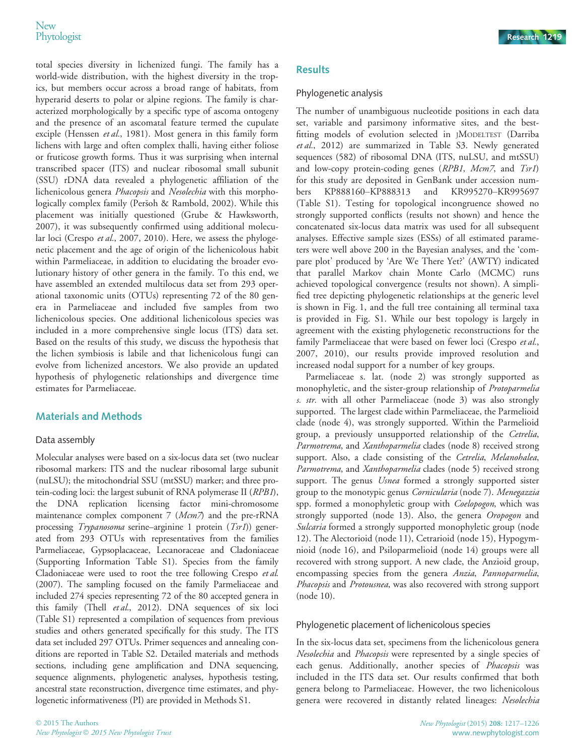total species diversity in lichenized fungi. The family has a world-wide distribution, with the highest diversity in the tropics, but members occur across a broad range of habitats, from hyperarid deserts to polar or alpine regions. The family is characterized morphologically by a specific type of ascoma ontogeny and the presence of an ascomatal feature termed the cupulate exciple (Henssen *et al.*, 1981). Most genera in this family form lichens with large and often complex thalli, having either foliose or fruticose growth forms. Thus it was surprising when internal transcribed spacer (ITS) and nuclear ribosomal small subunit (SSU) rDNA data revealed a phylogenetic affiliation of the lichenicolous genera *Phacopsis* and *Nesolechia* with this morphologically complex family (Peršoh & Rambold, 2002). While this placement was initially questioned (Grube & Hawksworth, 2007), it was subsequently confirmed using additional molecular loci (Crespo *et al.*, 2007, 2010). Here, we assess the phylogenetic placement and the age of origin of the lichenicolous habit within Parmeliaceae, in addition to elucidating the broader evolutionary history of other genera in the family. To this end, we have assembled an extended multilocus data set from 293 operational taxonomic units (OTUs) representing 72 of the 80 genera in Parmeliaceae and included five samples from two lichenicolous species. One additional lichenicolous species was included in a more comprehensive single locus (ITS) data set. Based on the results of this study, we discuss the hypothesis that the lichen symbiosis is labile and that lichenicolous fungi can evolve from lichenized ancestors. We also provide an updated hypothesis of phylogenetic relationships and divergence time estimates for Parmeliaceae.

## Materials and Methods

### Data assembly

Molecular analyses were based on a six-locus data set (two nuclear ribosomal markers: ITS and the nuclear ribosomal large subunit (nuLSU); the mitochondrial SSU (mtSSU) marker; and three protein-coding loci: the largest subunit of RNA polymerase II (*RPB1*), the DNA replication licensing factor mini-chromosome maintenance complex component 7 (*Mcm7*) and the pre-rRNA processing *Trypanosoma* serine–arginine 1 protein (*Tsr1*)) generated from 293 OTUs with representatives from the families Parmeliaceae, Gypsoplacaceae, Lecanoraceae and Cladoniaceae (Supporting Information Table S1). Species from the family Cladoniaceae were used to root the tree following Crespo *et al.* (2007). The sampling focused on the family Parmeliaceae and included 274 species representing 72 of the 80 accepted genera in this family (Thell *et al.*, 2012). DNA sequences of six loci (Table S1) represented a compilation of sequences from previous studies and others generated specifically for this study. The ITS data set included 297 OTUs. Primer sequences and annealing conditions are reported in Table S2. Detailed materials and methods sections, including gene amplification and DNA sequencing, sequence alignments, phylogenetic analyses, hypothesis testing, ancestral state reconstruction, divergence time estimates, and phylogenetic informativeness (PI) are provided in Methods S1.

## Results

### Phylogenetic analysis

The number of unambiguous nucleotide positions in each data set, variable and parsimony informative sites, and the best-fitting models of evolution selected in JMODELTEST (Darriba *et al.*, 2012) are summarized in Table S3. Newly generated sequences (582) of ribosomal DNA (ITS, nuLSU, and mtSSU) and low-copy protein-coding genes (*RPB1*, *Mcm7*, and *Tsr1*) for this study are deposited in GenBank under accession numbers KP888160–KP888313 and KR995270–KR995697 (Table S1). Testing for topological incongruence showed no strongly supported conflicts (results not shown) and hence the concatenated six-locus data matrix was used for all subsequent analyses. Effective sample sizes (ESSs) of all estimated parameters were well above 200 in the Bayesian analyses, and the 'compare plot' produced by 'Are We There Yet?' (AWTY) indicated that parallel Markov chain Monte Carlo (MCMC) runs achieved topological convergence (results not shown). A simplified tree depicting phylogenetic relationships at the generic level is shown in Fig. 1, and the full tree containing all terminal taxa is provided in Fig. S1. While our best topology is largely in agreement with the existing phylogenetic reconstructions for the family Parmeliaceae that were based on fewer loci (Crespo *et al.*, 2007, 2010), our results provide improved resolution and increased nodal support for a number of key groups.

Parmeliaceae s. lat. (node 2) was strongly supported as monophyletic, and the sister-group relationship of *Protoparmelia s. str.* with all other Parmeliaceae (node 3) was also strongly supported. The largest clade within Parmeliaceae, the Parmelioid clade (node 4), was strongly supported. Within the Parmelioid group, a previously unsupported relationship of the *Cetrelia*, *Parmotrema*, and *Xanthoparmelia* clades (node 8) received strong support. Also, a clade consisting of the *Cetrelia*, *Melanohalea*, *Parmotrema*, and *Xanthoparmelia* clades (node 5) received strong support. The genus *Usnea* formed a strongly supported sister group to the monotypic genus *Cornicularia* (node 7). *Menegazzia* spp. formed a monophyletic group with *Coelopogon*, which was strongly supported (node 13). Also, the genera *Oropogon* and *Sulcaria* formed a strongly supported monophyletic group (node 12). The Alectorioid (node 11), Cetrarioid (node 15), Hypogymnioid (node 16), and Psiloparmelioid (node 14) groups were all recovered with strong support. A new clade, the Anzioid group, encompassing species from the genera *Anzia*, *Pannoparmelia*, *Phacopsis* and *Protousnea*, was also recovered with strong support (node 10).

### Phylogenetic placement of lichenicolous species

In the six-locus data set, specimens from the lichenicolous genera *Nesolechia* and *Phacopsis* were represented by a single species of each genus. Additionally, another species of *Phacopsis* was included in the ITS data set. Our results confirmed that both genera belong to Parmeliaceae. However, the two lichenicolous genera were recovered in distantly related lineages: *Nesolechia*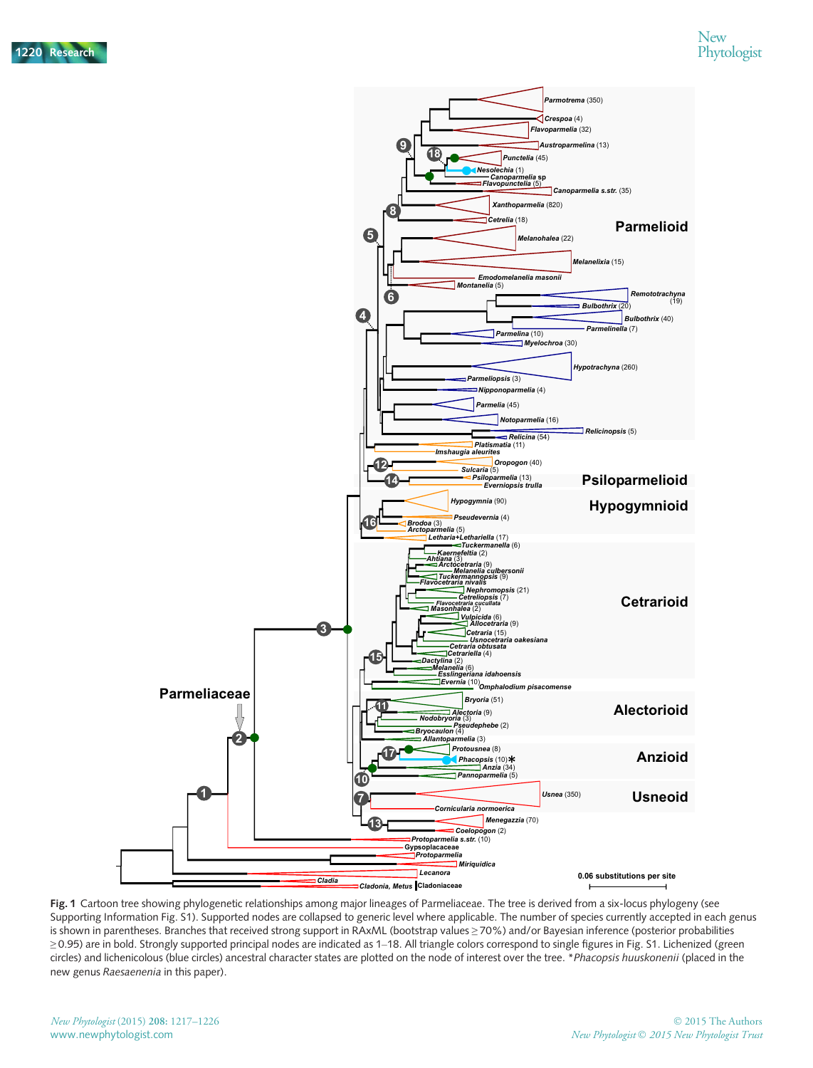**Fig. 1** Cartoon tree showing phylogenetic relationships among major lineages of Parmeliaceae. The tree is derived from a six-locus phylogeny (see Supporting Information Fig. S1). Supported nodes are collapsed to generic level where applicable. The number of species currently accepted in each genus is shown in parentheses. Branches that received strong support in RAxML (bootstrap values ≥ 70%) and/or Bayesian inference (posterior probabilities ≥ 0.95) are in bold. Strongly supported principal nodes are indicated as 1–18. All triangle colors correspond to single figures in Fig. S1. Lichenized (green circles) and lichenicolous (blue circles) ancestral character states are plotted on the node of interest over the tree. \**Phacopsis huuskonenii* (placed in the new genus *Raesaenenia* in this paper).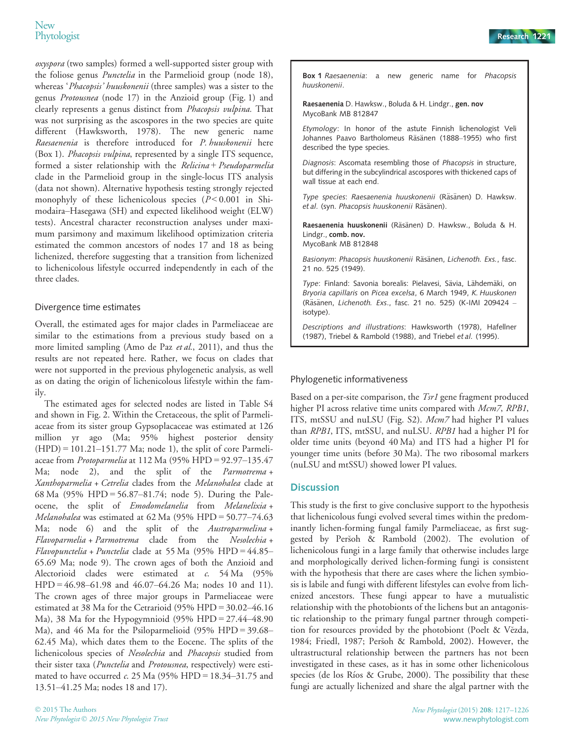*oxyspora* (two samples) formed a well-supported sister group with the foliose genus *Punctelia* in the Parmelioid group (node 18), whereas '*Phacopsis' huuskonenii* (three samples) was a sister to the genus *Protousnea* (node 17) in the Anzioid group (Fig. 1) and clearly represents a genus distinct from *Phacopsis vulpina.* That was not surprising as the ascospores in the two species are quite different (Hawksworth, 1978). The new generic name *Raesaenenia* is therefore introduced for *P. huuskonenii* here (Box 1). *Phacopsis vulpina*, represented by a single ITS sequence, formed a sister relationship with the *Relicina* + *Pseudoparmelia* clade in the Parmelioid group in the single-locus ITS analysis (data not shown). Alternative hypothesis testing strongly rejected monophyly of these lichenicolous species ($P < 0.001$ in Shimodaira–Hasegawa (SH) and expected likelihood weight (ELW) tests). Ancestral character reconstruction analyses under maximum parsimony and maximum likelihood optimization criteria estimated the common ancestors of nodes 17 and 18 as being lichenized, therefore suggesting that a transition from lichenized to lichenicolous lifestyle occurred independently in each of the three clades.

### Divergence time estimates

Overall, the estimated ages for major clades in Parmeliaceae are similar to the estimations from a previous study based on a more limited sampling (Amo de Paz *et al.*, 2011), and thus the results are not repeated here. Rather, we focus on clades that were not supported in the previous phylogenetic analysis, as well as on dating the origin of lichenicolous lifestyle within the family.

The estimated ages for selected nodes are listed in Table S4 and shown in Fig. 2. Within the Cretaceous, the split of Parmeliaceae from its sister group Gypsoplacaceae was estimated at 126 million yr ago (Ma; 95% highest posterior density (HPD) = 101.21–151.77 Ma; node 1), the split of core Parmeliaceae from *Protoparmelia* at 112 Ma (95% HPD = 92.97–135.47 Ma; node 2), and the split of the *Parmotrema* + *Xanthoparmelia* + *Cetrelia* clades from the *Melanohalea* clade at 68 Ma (95% HPD = 56.87–81.74; node 5). During the Paleocene, the split of *Emodomelanelia* from *Melanelixia* + *Melanohalea* was estimated at 62 Ma (95% HPD = 50.77–74.63 Ma; node 6) and the split of the *Austroparmelina* + *Flavoparmelia* + *Parmotrema* clade from the *Nesolechia* + *Flavopunctelia* + *Punctelia* clade at 55 Ma (95% HPD = 44.85–65.69 Ma; node 9). The crown ages of both the Anzioid and Alectorioid clades were estimated at *c.* 54 Ma (95% HPD = 46.98–61.98 and 46.07–64.26 Ma; nodes 10 and 11). The crown ages of three major groups in Parmeliaceae were estimated at 38 Ma for the Cetrarioid (95% HPD = 30.02–46.16 Ma), 38 Ma for the Hypogymnioid (95% HPD = 27.44–48.90 Ma), and 46 Ma for the Psiloparmelioid (95% HPD = 39.68–62.45 Ma), which dates them to the Eocene. The splits of the lichenicolous species of *Nesolechia* and *Phacopsis* studied from their sister taxa (*Punctelia* and *Protousnea*, respectively) were estimated to have occurred *c.* 25 Ma (95% HPD = 18.34–31.75 and 13.51–41.25 Ma; nodes 18 and 17).

---

**Box 1** *Raesaenenia*: a new generic name for *Phacopsis huuskonenii*.

**Raesaenenia** D. Hawksw., Boluda & H. Lindgr., **gen. nov**
MycoBank MB 812847

*Etymology*: In honor of the astute Finnish lichenologist Veli Johannes Paavo Bartholomeus Räsänen (1888–1955) who first described the type species.

*Diagnosis*: Ascomata resembling those of *Phacopsis* in structure, but differing in the subcylindrical ascospores with thickened caps of wall tissue at each end.

*Type species*: *Raesaenenia huuskonenii* (Räsänen) D. Hawksw. *et al.* (syn. *Phacopsis huuskonenii* Räsänen).

**Raesaenenia huuskonenii** (Räsänen) D. Hawksw., Boluda & H. Lindgr., **comb. nov.**
MycoBank MB 812848

*Basionym*: *Phacopsis huuskonenii* Räsänen, *Lichenoth. Exs.*, fasc. 21 no. 525 (1949).

*Type*: Finland: Savonia borealis: Pielavesi, Sävia, Lähdemäki, on *Bryoria capillaris* on *Picea excelsa*, 6 March 1949, *K. Huuskonen* (Räsänen, *Lichenoth. Exs.*, fasc. 21 no. 525) (K-IMI 209424 – isotype).

*Descriptions and illustrations*: Hawksworth (1978), Hafellner (1987), Triebel & Rambold (1988), and Triebel *et al.* (1995).

---

### Phylogenetic informativeness

Based on a per-site comparison, the *Tsr1* gene fragment produced higher PI across relative time units compared with *Mcm7*, *RPB1*, ITS, mtSSU and nuLSU (Fig. S2). *Mcm7* had higher PI values than *RPB1*, ITS, mtSSU, and nuLSU. *RPB1* had a higher PI for older time units (beyond 40 Ma) and ITS had a higher PI for younger time units (before 30 Ma). The two ribosomal markers (nuLSU and mtSSU) showed lower PI values.

## Discussion

This study is the first to give conclusive support to the hypothesis that lichenicolous fungi evolved several times within the predominantly lichen-forming fungal family Parmeliaceae, as first suggested by Peršoh & Rambold (2002). The evolution of lichenicolous fungi in a large family that otherwise includes large and morphologically derived lichen-forming fungi is consistent with the hypothesis that there are cases where the lichen symbiosis is labile and fungi with different lifestyles can evolve from lichenized ancestors. These fungi appear to have a mutualistic relationship with the photobionts of the lichens but an antagonistic relationship to the primary fungal partner through competition for resources provided by the photobiont (Poelt & Vězda, 1984; Friedl, 1987; Peršoh & Rambold, 2002). However, the ultrastructural relationship between the partners has not been investigated in these cases, as it has in some other lichenicolous species (de los Ríos & Grube, 2000). The possibility that these fungi are actually lichenized and share the algal partner with the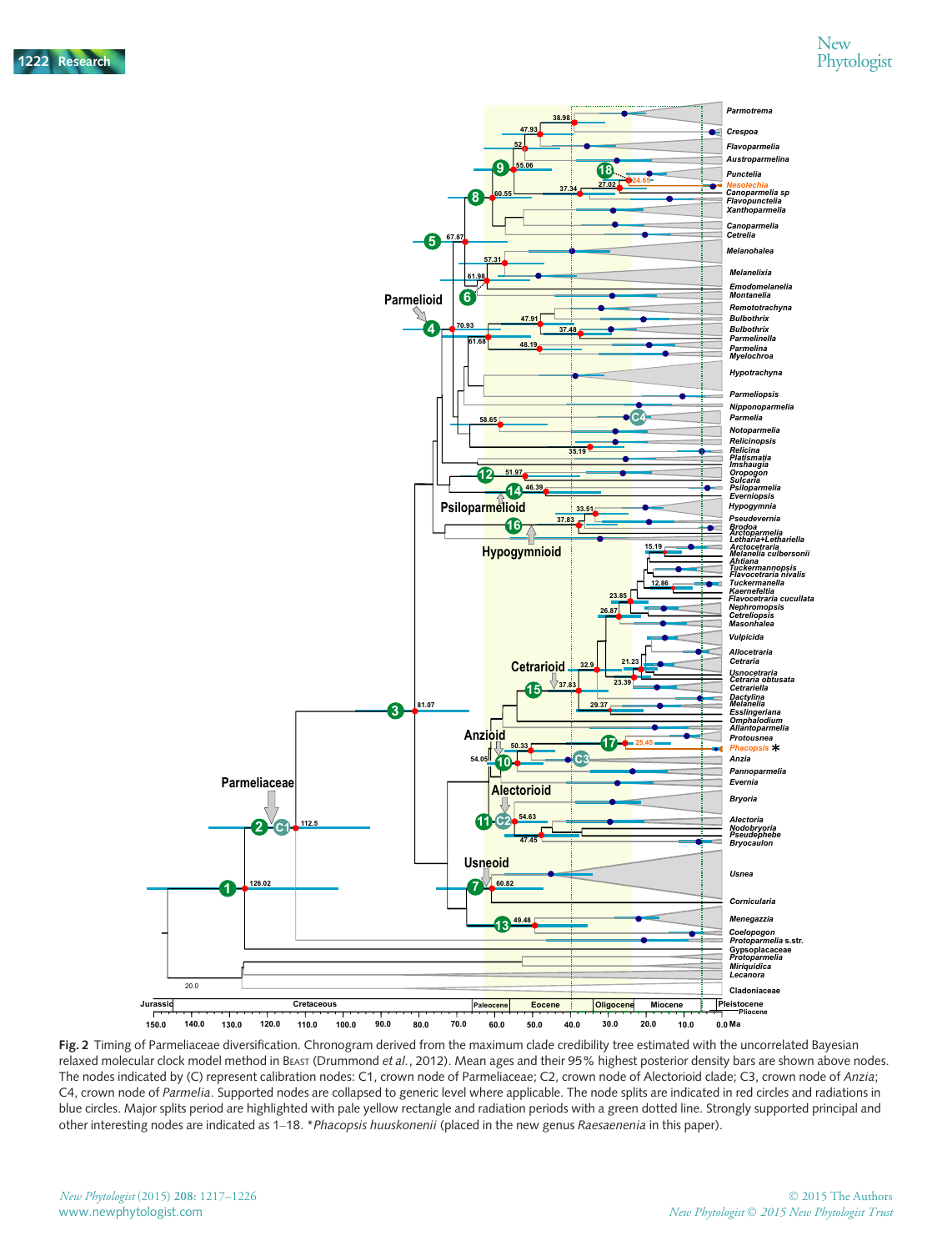**Fig. 2** Timing of Parmeliaceae diversification. Chronogram derived from the maximum clade credibility tree estimated with the uncorrelated Bayesian relaxed molecular clock model method in BEAST (Drummond *et al.*, 2012). Mean ages and their 95% highest posterior density bars are shown above nodes. The nodes indicated by (C) represent calibration nodes: C1, crown node of Parmeliaceae; C2, crown node of Alectorioid clade; C3, crown node of *Anzia*; C4, crown node of *Parmelia*. Supported nodes are collapsed to generic level where applicable. The node splits are indicated in red circles and radiations in blue circles. Major splits period are highlighted with pale yellow rectangle and radiation periods with a green dotted line. Strongly supported principal and other interesting nodes are indicated as 1–18. *​*Phacopsis huuskonenii* (placed in the new genus *Raesaenenia* in this paper).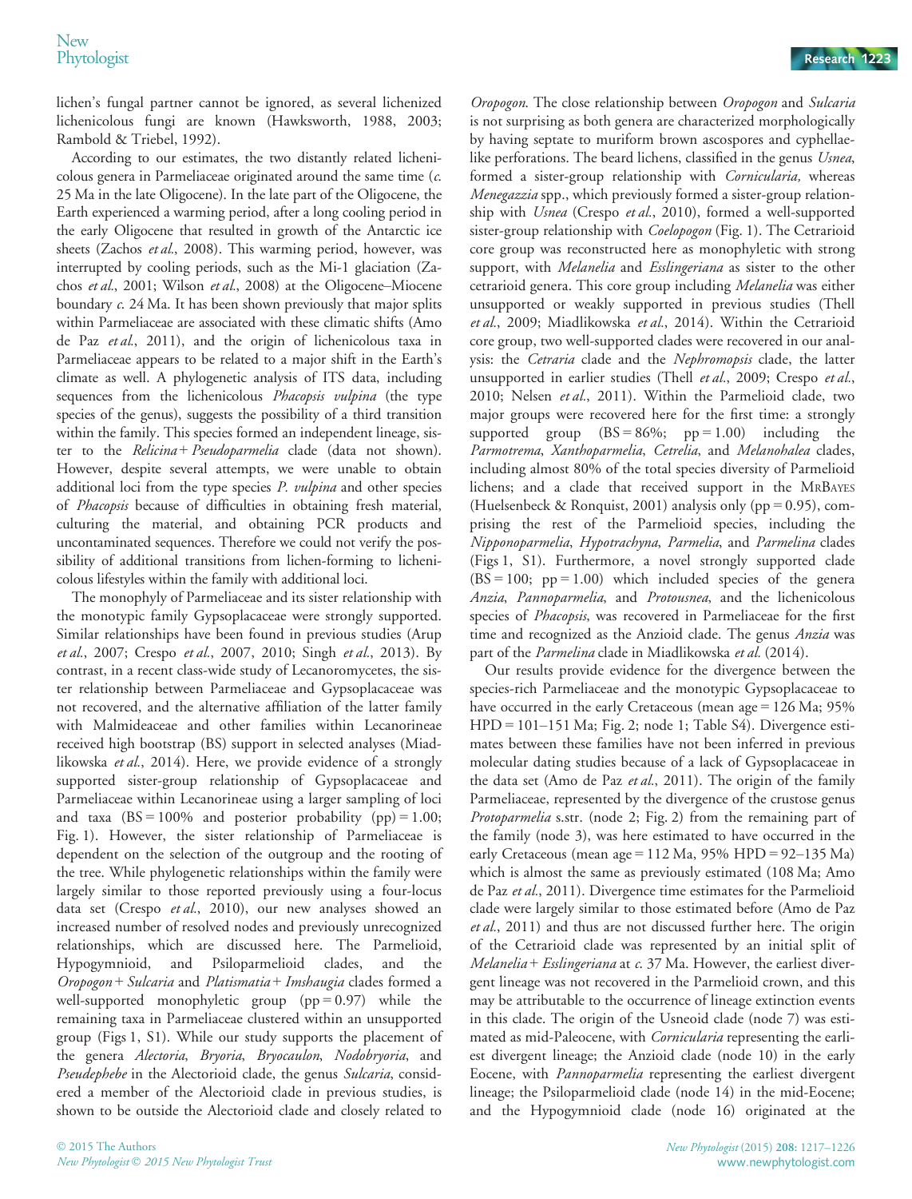lichen's fungal partner cannot be ignored, as several lichenized lichenicolous fungi are known (Hawksworth, 1988, 2003; Rambold & Triebel, 1992).

According to our estimates, the two distantly related lichenicolous genera in Parmeliaceae originated around the same time (*c.* 25 Ma in the late Oligocene). In the late part of the Oligocene, the Earth experienced a warming period, after a long cooling period in the early Oligocene that resulted in growth of the Antarctic ice sheets (Zachos *et al.*, 2008). This warming period, however, was interrupted by cooling periods, such as the Mi-1 glaciation (Zachos *et al.*, 2001; Wilson *et al.*, 2008) at the Oligocene–Miocene boundary *c.* 24 Ma. It has been shown previously that major splits within Parmeliaceae are associated with these climatic shifts (Amo de Paz *et al.*, 2011), and the origin of lichenicolous taxa in Parmeliaceae appears to be related to a major shift in the Earth's climate as well. A phylogenetic analysis of ITS data, including sequences from the lichenicolous *Phacopsis vulpina* (the type species of the genus), suggests the possibility of a third transition within the family. This species formed an independent lineage, sister to the *Relicina* + *Pseudoparmelia* clade (data not shown). However, despite several attempts, we were unable to obtain additional loci from the type species *P. vulpina* and other species of *Phacopsis* because of difficulties in obtaining fresh material, culturing the material, and obtaining PCR products and uncontaminated sequences. Therefore we could not verify the possibility of additional transitions from lichen-forming to lichenicolous lifestyles within the family with additional loci.

The monophyly of Parmeliaceae and its sister relationship with the monotypic family Gypsoplacaceae were strongly supported. Similar relationships have been found in previous studies (Arup *et al.*, 2007; Crespo *et al.*, 2007, 2010; Singh *et al.*, 2013). By contrast, in a recent class-wide study of Lecanoromycetes, the sister relationship between Parmeliaceae and Gypsoplacaceae was not recovered, and the alternative affiliation of the latter family with Malmideaceae and other families within Lecanorineae received high bootstrap (BS) support in selected analyses (Miadlikowska *et al.*, 2014). Here, we provide evidence of a strongly supported sister-group relationship of Gypsoplacaceae and Parmeliaceae within Lecanorineae using a larger sampling of loci and taxa (BS = 100% and posterior probability (pp) = 1.00; Fig. 1). However, the sister relationship of Parmeliaceae is dependent on the selection of the outgroup and the rooting of the tree. While phylogenetic relationships within the family were largely similar to those reported previously using a four-locus data set (Crespo *et al.*, 2010), our new analyses showed an increased number of resolved nodes and previously unrecognized relationships, which are discussed here. The Parmelioid, Hypogymnioid, and Psiloparmelioid clades, and the *Oropogon* + *Sulcaria* and *Platismatia* + *Imshaugia* clades formed a well-supported monophyletic group (pp = 0.97) while the remaining taxa in Parmeliaceae clustered within an unsupported group (Figs 1, S1). While our study supports the placement of the genera *Alectoria*, *Bryoria*, *Bryocaulon*, *Nodobryoria*, and *Pseudephebe* in the Alectorioid clade, the genus *Sulcaria*, considered a member of the Alectorioid clade in previous studies, is shown to be outside the Alectorioid clade and closely related to *Oropogon*. The close relationship between *Oropogon* and *Sulcaria* is not surprising as both genera are characterized morphologically by having septate to muriform brown ascospores and cyphellae-like perforations. The beard lichens, classified in the genus *Usnea*, formed a sister-group relationship with *Cornicularia,* whereas *Menegazzia* spp., which previously formed a sister-group relationship with *Usnea* (Crespo *et al.*, 2010), formed a well-supported sister-group relationship with *Coelopogon* (Fig. 1). The Cetrarioid core group was reconstructed here as monophyletic with strong support, with *Melanelia* and *Esslingeriana* as sister to the other cetrarioid genera. This core group including *Melanelia* was either unsupported or weakly supported in previous studies (Thell *et al.*, 2009; Miadlikowska *et al.*, 2014). Within the Cetrarioid core group, two well-supported clades were recovered in our analysis: the *Cetraria* clade and the *Nephromopsis* clade, the latter unsupported in earlier studies (Thell *et al.*, 2009; Crespo *et al.*, 2010; Nelsen *et al.*, 2011). Within the Parmelioid clade, two major groups were recovered here for the first time: a strongly supported group (BS = 86%; pp = 1.00) including the *Parmotrema*, *Xanthoparmelia*, *Cetrelia*, and *Melanohalea* clades, including almost 80% of the total species diversity of Parmelioid lichens; and a clade that received support in the MrBayes (Huelsenbeck & Ronquist, 2001) analysis only (pp = 0.95), comprising the rest of the Parmelioid species, including the *Nipponoparmelia*, *Hypotrachyna*, *Parmelia*, and *Parmelina* clades (Figs 1, S1). Furthermore, a novel strongly supported clade (BS = 100; pp = 1.00) which included species of the genera *Anzia*, *Pannoparmelia*, and *Protousnea*, and the lichenicolous species of *Phacopsis*, was recovered in Parmeliaceae for the first time and recognized as the Anzioid clade. The genus *Anzia* was part of the *Parmelina* clade in Miadlikowska *et al.* (2014).

Our results provide evidence for the divergence between the species-rich Parmeliaceae and the monotypic Gypsoplacaceae to have occurred in the early Cretaceous (mean age = 126 Ma; 95% HPD = 101–151 Ma; Fig. 2; node 1; Table S4). Divergence estimates between these families have not been inferred in previous molecular dating studies because of a lack of Gypsoplacaceae in the data set (Amo de Paz *et al.*, 2011). The origin of the family Parmeliaceae, represented by the divergence of the crustose genus *Protoparmelia* s.str. (node 2; Fig. 2) from the remaining part of the family (node 3), was here estimated to have occurred in the early Cretaceous (mean age = 112 Ma, 95% HPD = 92–135 Ma) which is almost the same as previously estimated (108 Ma; Amo de Paz *et al.*, 2011). Divergence time estimates for the Parmelioid clade were largely similar to those estimated before (Amo de Paz *et al.*, 2011) and thus are not discussed further here. The origin of the Cetrarioid clade was represented by an initial split of *Melanelia* + *Esslingeriana* at *c.* 37 Ma. However, the earliest divergent lineage was not recovered in the Parmelioid crown, and this may be attributable to the occurrence of lineage extinction events in this clade. The origin of the Usneoid clade (node 7) was estimated as mid-Paleocene, with *Cornicularia* representing the earliest divergent lineage; the Anzioid clade (node 10) in the early Eocene, with *Pannoparmelia* representing the earliest divergent lineage; the Psiloparmelioid clade (node 14) in the mid-Eocene; and the Hypogymnioid clade (node 16) originated at the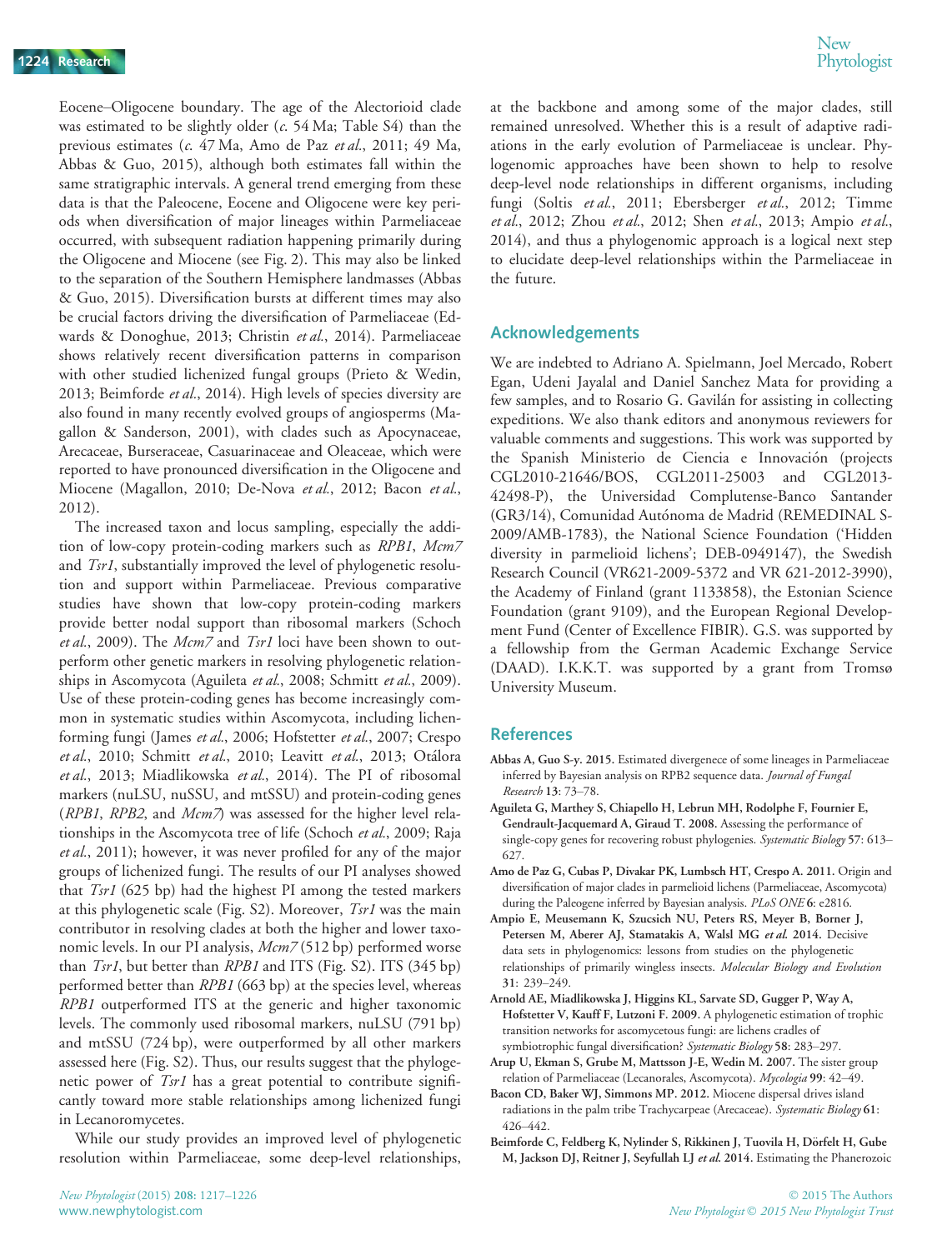Eocene–Oligocene boundary. The age of the Alectorioid clade was estimated to be slightly older (*c.* 54 Ma; Table S4) than the previous estimates (*c.* 47 Ma, Amo de Paz *et al.*, 2011; 49 Ma, Abbas & Guo, 2015), although both estimates fall within the same stratigraphic intervals. A general trend emerging from these data is that the Paleocene, Eocene and Oligocene were key periods when diversification of major lineages within Parmeliaceae occurred, with subsequent radiation happening primarily during the Oligocene and Miocene (see Fig. 2). This may also be linked to the separation of the Southern Hemisphere landmasses (Abbas & Guo, 2015). Diversification bursts at different times may also be crucial factors driving the diversification of Parmeliaceae (Edwards & Donoghue, 2013; Christin *et al.*, 2014). Parmeliaceae shows relatively recent diversification patterns in comparison with other studied lichenized fungal groups (Prieto & Wedin, 2013; Beimforde *et al.*, 2014). High levels of species diversity are also found in many recently evolved groups of angiosperms (Magallon & Sanderson, 2001), with clades such as Apocynaceae, Arecaceae, Burseraceae, Casuarinaceae and Oleaceae, which were reported to have pronounced diversification in the Oligocene and Miocene (Magallon, 2010; De-Nova *et al.*, 2012; Bacon *et al.*, 2012).

The increased taxon and locus sampling, especially the addition of low-copy protein-coding markers such as *RPB1*, *Mcm7* and *Tsr1*, substantially improved the level of phylogenetic resolution and support within Parmeliaceae. Previous comparative studies have shown that low-copy protein-coding markers provide better nodal support than ribosomal markers (Schoch *et al.*, 2009). The *Mcm7* and *Tsr1* loci have been shown to outperform other genetic markers in resolving phylogenetic relationships in Ascomycota (Aguileta *et al.*, 2008; Schmitt *et al.*, 2009). Use of these protein-coding genes has become increasingly common in systematic studies within Ascomycota, including lichen-forming fungi (James *et al.*, 2006; Hofstetter *et al.*, 2007; Crespo *et al.*, 2010; Schmitt *et al.*, 2010; Leavitt *et al.*, 2013; Otálora *et al.*, 2013; Miadlikowska *et al.*, 2014). The PI of ribosomal markers (nuLSU, nuSSU, and mtSSU) and protein-coding genes (*RPB1*, *RPB2*, and *Mcm7*) was assessed for the higher level relationships in the Ascomycota tree of life (Schoch *et al.*, 2009; Raja *et al.*, 2011); however, it was never profiled for any of the major groups of lichenized fungi. The results of our PI analyses showed that *Tsr1* (625 bp) had the highest PI among the tested markers at this phylogenetic scale (Fig. S2). Moreover, *Tsr1* was the main contributor in resolving clades at both the higher and lower taxonomic levels. In our PI analysis, *Mcm7* (512 bp) performed worse than *Tsr1*, but better than *RPB1* and ITS (Fig. S2). ITS (345 bp) performed better than *RPB1* (663 bp) at the species level, whereas *RPB1* outperformed ITS at the generic and higher taxonomic levels. The commonly used ribosomal markers, nuLSU (791 bp) and mtSSU (724 bp), were outperformed by all other markers assessed here (Fig. S2). Thus, our results suggest that the phylogenetic power of *Tsr1* has a great potential to contribute significantly toward more stable relationships among lichenized fungi in Lecanoromycetes.

While our study provides an improved level of phylogenetic resolution within Parmeliaceae, some deep-level relationships, at the backbone and among some of the major clades, still remained unresolved. Whether this is a result of adaptive radiations in the early evolution of Parmeliaceae is unclear. Phylogenomic approaches have been shown to help to resolve deep-level node relationships in different organisms, including fungi (Soltis *et al.*, 2011; Ebersberger *et al.*, 2012; Timme *et al.*, 2012; Zhou *et al.*, 2012; Shen *et al.*, 2013; Ampio *et al.*, 2014), and thus a phylogenomic approach is a logical next step to elucidate deep-level relationships within the Parmeliaceae in the future.

## Acknowledgements

We are indebted to Adriano A. Spielmann, Joel Mercado, Robert Egan, Udeni Jayalal and Daniel Sanchez Mata for providing a few samples, and to Rosario G. Gavilán for assisting in collecting expeditions. We also thank editors and anonymous reviewers for valuable comments and suggestions. This work was supported by the Spanish Ministerio de Ciencia e Innovación (projects CGL2010-21646/BOS, CGL2011-25003 and CGL2013-42498-P), the Universidad Complutense-Banco Santander (GR3/14), Comunidad Autónoma de Madrid (REMEDINAL S-2009/AMB-1783), the National Science Foundation ('Hidden diversity in parmelioid lichens'; DEB-0949147), the Swedish Research Council (VR621-2009-5372 and VR 621-2012-3990), the Academy of Finland (grant 1133858), the Estonian Science Foundation (grant 9109), and the European Regional Development Fund (Center of Excellence FIBIR). G.S. was supported by a fellowship from the German Academic Exchange Service (DAAD). I.K.K.T. was supported by a grant from Tromsø University Museum.

## References

**Abbas A, Guo S-y. 2015.** Estimated divergenece of some lineages in Parmeliaceae inferred by Bayesian analysis on RPB2 sequence data. *Journal of Fungal Research* **13**: 73–78.

**Aguileta G, Marthey S, Chiapello H, Lebrun MH, Rodolphe F, Fournier E, Gendrault-Jacquemard A, Giraud T. 2008.** Assessing the performance of single-copy genes for recovering robust phylogenies. *Systematic Biology* **57**: 613–627.

**Amo de Paz G, Cubas P, Divakar PK, Lumbsch HT, Crespo A. 2011.** Origin and diversification of major clades in parmelioid lichens (Parmeliaceae, Ascomycota) during the Paleogene inferred by Bayesian analysis. *PLoS ONE* **6**: e2816.

**Ampio E, Meusemann K, Szucsich NU, Peters RS, Meyer B, Borner J, Petersen M, Aberer AJ, Stamatakis A, Walsl MG *et al.* 2014.** Decisive data sets in phylogenomics: lessons from studies on the phylogenetic relationships of primarily wingless insects. *Molecular Biology and Evolution* **31**: 239–249.

**Arnold AE, Miadlikowska J, Higgins KL, Sarvate SD, Gugger P, Way A, Hofstetter V, Kauff F, Lutzoni F. 2009.** A phylogenetic estimation of trophic transition networks for ascomycetous fungi: are lichens cradles of symbiotrophic fungal diversification? *Systematic Biology* **58**: 283–297.

**Arup U, Ekman S, Grube M, Mattsson J-E, Wedin M. 2007.** The sister group relation of Parmeliaceae (Lecanorales, Ascomycota). *Mycologia* **99**: 42–49.

**Bacon CD, Baker WJ, Simmons MP. 2012.** Miocene dispersal drives island radiations in the palm tribe Trachycarpeae (Arecaceae). *Systematic Biology* **61**: 426–442.

**Beimforde C, Feldberg K, Nylinder S, Rikkinen J, Tuovila H, Dörfelt H, Gube M, Jackson DJ, Reitner J, Seyfullah LJ *et al.* 2014.** Estimating the Phanerozoic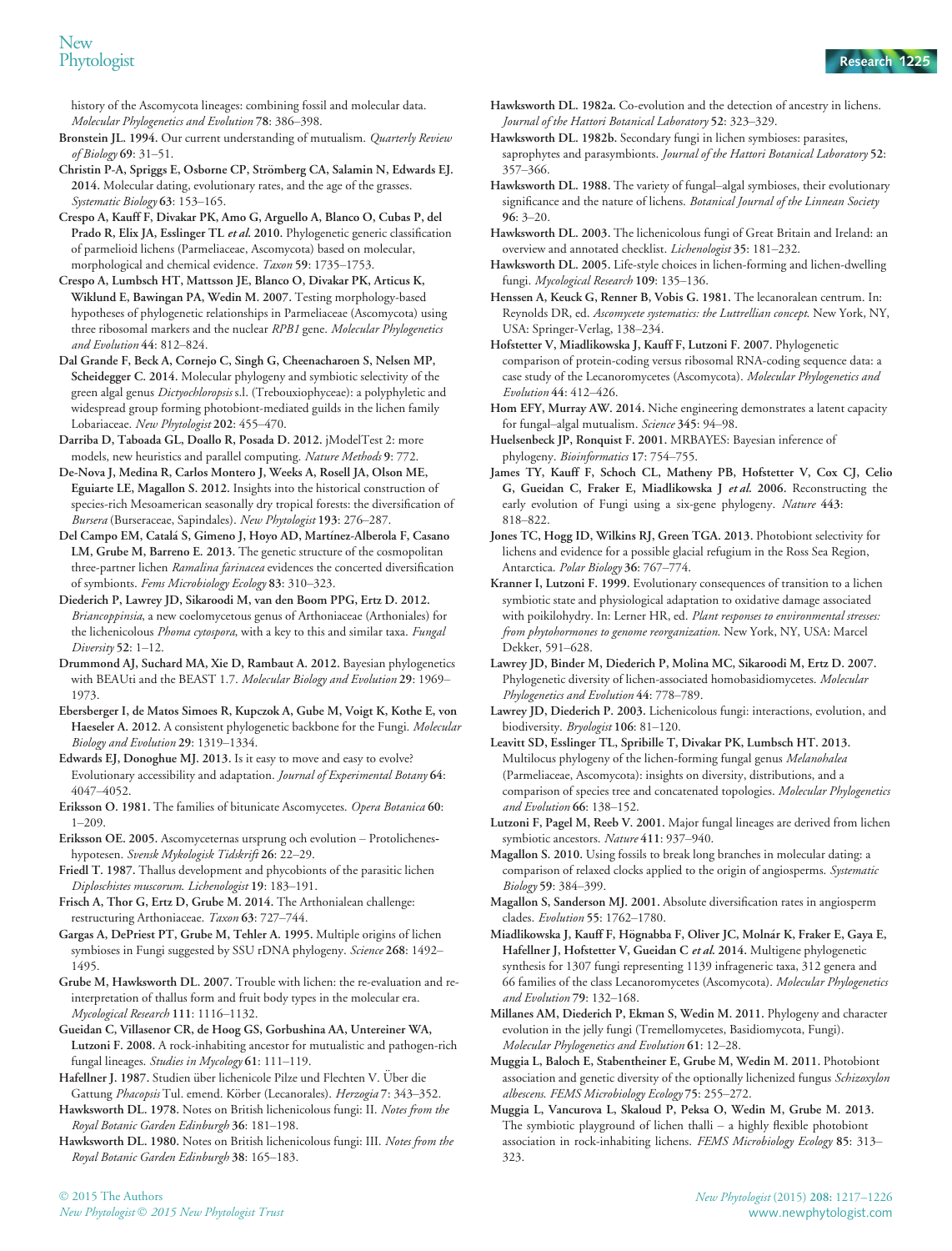history of the Ascomycota lineages: combining fossil and molecular data. *Molecular Phylogenetics and Evolution* **78**: 386–398.

**Bronstein JL. 1994.** Our current understanding of mutualism. *Quarterly Review of Biology* **69**: 31–51.

**Christin P-A, Spriggs E, Osborne CP, Strömberg CA, Salamin N, Edwards EJ. 2014.** Molecular dating, evolutionary rates, and the age of the grasses. *Systematic Biology* **63**: 153–165.

**Crespo A, Kauff F, Divakar PK, Amo G, Arguello A, Blanco O, Cubas P, del Prado R, Elix JA, Esslinger TL *et al.* 2010.** Phylogenetic generic classification of parmelioid lichens (Parmeliaceae, Ascomycota) based on molecular, morphological and chemical evidence. *Taxon* **59**: 1735–1753.

**Crespo A, Lumbsch HT, Mattsson JE, Blanco O, Divakar PK, Articus K, Wiklund E, Bawingan PA, Wedin M. 2007.** Testing morphology-based hypotheses of phylogenetic relationships in Parmeliaceae (Ascomycota) using three ribosomal markers and the nuclear *RPB1* gene. *Molecular Phylogenetics and Evolution* **44**: 812–824.

**Dal Grande F, Beck A, Cornejo C, Singh G, Cheenacharoen S, Nelsen MP, Scheidegger C. 2014.** Molecular phylogeny and symbiotic selectivity of the green algal genus *Dictyochloropsis* s.l. (Trebouxiophyceae): a polyphyletic and widespread group forming photobiont-mediated guilds in the lichen family Lobariaceae. *New Phytologist* **202**: 455–470.

**Darriba D, Taboada GL, Doallo R, Posada D. 2012.** jModelTest 2: more models, new heuristics and parallel computing. *Nature Methods* **9**: 772.

**De-Nova J, Medina R, Carlos Montero J, Weeks A, Rosell JA, Olson ME, Eguiarte LE, Magallon S. 2012.** Insights into the historical construction of species-rich Mesoamerican seasonally dry tropical forests: the diversification of *Bursera* (Burseraceae, Sapindales). *New Phytologist* **193**: 276–287.

**Del Campo EM, Catalá S, Gimeno J, Hoyo AD, Martínez-Alberola F, Casano LM, Grube M, Barreno E. 2013.** The genetic structure of the cosmopolitan three-partner lichen *Ramalina farinacea* evidences the concerted diversification of symbionts. *Fems Microbiology Ecology* **83**: 310–323.

**Diederich P, Lawrey JD, Sikaroodi M, van den Boom PPG, Ertz D. 2012.** *Briancoppinsia*, a new coelomycetous genus of Arthoniaceae (Arthoniales) for the lichenicolous *Phoma cytospora*, with a key to this and similar taxa. *Fungal Diversity* **52**: 1–12.

**Drummond AJ, Suchard MA, Xie D, Rambaut A. 2012.** Bayesian phylogenetics with BEAUti and the BEAST 1.7. *Molecular Biology and Evolution* **29**: 1969–1973.

**Ebersberger I, de Matos Simoes R, Kupczok A, Gube M, Voigt K, Kothe E, von Haeseler A. 2012.** A consistent phylogenetic backbone for the Fungi. *Molecular Biology and Evolution* **29**: 1319–1334.

**Edwards EJ, Donoghue MJ. 2013.** Is it easy to move and easy to evolve? Evolutionary accessibility and adaptation. *Journal of Experimental Botany* **64**: 4047–4052.

**Eriksson O. 1981.** The families of bitunicate Ascomycetes. *Opera Botanica* **60**: 1–209.

**Eriksson OE. 2005.** Ascomyceternas ursprung och evolution – Protolichenes-hypotesen. *Svensk Mykologisk Tidskrift* **26**: 22–29.

**Friedl T. 1987.** Thallus development and phycobionts of the parasitic lichen *Diploschistes muscorum*. *Lichenologist* **19**: 183–191.

**Frisch A, Thor G, Ertz D, Grube M. 2014.** The Arthonialean challenge: restructuring Arthoniaceae. *Taxon* **63**: 727–744.

**Gargas A, DePriest PT, Grube M, Tehler A. 1995.** Multiple origins of lichen symbioses in Fungi suggested by SSU rDNA phylogeny. *Science* **268**: 1492–1495.

**Grube M, Hawksworth DL. 2007.** Trouble with lichen: the re-evaluation and re-interpretation of thallus form and fruit body types in the molecular era. *Mycological Research* **111**: 1116–1132.

**Gueidan C, Villasenor CR, de Hoog GS, Gorbushina AA, Untereiner WA, Lutzoni F. 2008.** A rock-inhabiting ancestor for mutualistic and pathogen-rich fungal lineages. *Studies in Mycology* **61**: 111–119.

**Hafellner J. 1987.** Studien über lichenicole Pilze und Flechten V. Über die Gattung *Phacopsis* Tul. emend. Körber (Lecanorales). *Herzogia* **7**: 343–352.

**Hawksworth DL. 1978.** Notes on British lichenicolous fungi: II. *Notes from the Royal Botanic Garden Edinburgh* **36**: 181–198.

**Hawksworth DL. 1980.** Notes on British lichenicolous fungi: III. *Notes from the Royal Botanic Garden Edinburgh* **38**: 165–183.

**Hawksworth DL. 1982a.** Co-evolution and the detection of ancestry in lichens. *Journal of the Hattori Botanical Laboratory* **52**: 323–329.

**Hawksworth DL. 1982b.** Secondary fungi in lichen symbioses: parasites, saprophytes and parasymbionts. *Journal of the Hattori Botanical Laboratory* **52**: 357–366.

**Hawksworth DL. 1988.** The variety of fungal–algal symbioses, their evolutionary significance and the nature of lichens. *Botanical Journal of the Linnean Society* **96**: 3–20.

**Hawksworth DL. 2003.** The lichenicolous fungi of Great Britain and Ireland: an overview and annotated checklist. *Lichenologist* **35**: 181–232.

**Hawksworth DL. 2005.** Life-style choices in lichen-forming and lichen-dwelling fungi. *Mycological Research* **109**: 135–136.

**Henssen A, Keuck G, Renner B, Vobis G. 1981.** The lecanoralean centrum. In: Reynolds DR, ed. *Ascomycete systematics: the Luttrellian concept*. New York, NY, USA: Springer-Verlag, 138–234.

**Hofstetter V, Miadlikowska J, Kauff F, Lutzoni F. 2007.** Phylogenetic comparison of protein-coding versus ribosomal RNA-coding sequence data: a case study of the Lecanoromycetes (Ascomycota). *Molecular Phylogenetics and Evolution* **44**: 412–426.

**Hom EFY, Murray AW. 2014.** Niche engineering demonstrates a latent capacity for fungal–algal mutualism. *Science* **345**: 94–98.

**Huelsenbeck JP, Ronquist F. 2001.** MRBAYES: Bayesian inference of phylogeny. *Bioinformatics* **17**: 754–755.

**James TY, Kauff F, Schoch CL, Matheny PB, Hofstetter V, Cox CJ, Celio G, Gueidan C, Fraker E, Miadlikowska J *et al.* 2006.** Reconstructing the early evolution of Fungi using a six-gene phylogeny. *Nature* **443**: 818–822.

**Jones TC, Hogg ID, Wilkins RJ, Green TGA. 2013.** Photobiont selectivity for lichens and evidence for a possible glacial refugium in the Ross Sea Region, Antarctica. *Polar Biology* **36**: 767–774.

**Kranner I, Lutzoni F. 1999.** Evolutionary consequences of transition to a lichen symbiotic state and physiological adaptation to oxidative damage associated with poikilohydry. In: Lerner HR, ed. *Plant responses to environmental stresses: from phytohormones to genome reorganization*. New York, NY, USA: Marcel Dekker, 591–628.

**Lawrey JD, Binder M, Diederich P, Molina MC, Sikaroodi M, Ertz D. 2007.** Phylogenetic diversity of lichen-associated homobasidiomycetes. *Molecular Phylogenetics and Evolution* **44**: 778–789.

**Lawrey JD, Diederich P. 2003.** Lichenicolous fungi: interactions, evolution, and biodiversity. *Bryologist* **106**: 81–120.

**Leavitt SD, Esslinger TL, Spribille T, Divakar PK, Lumbsch HT. 2013.** Multilocus phylogeny of the lichen-forming fungal genus *Melanohalea* (Parmeliaceae, Ascomycota): insights on diversity, distributions, and a comparison of species tree and concatenated topologies. *Molecular Phylogenetics and Evolution* **66**: 138–152.

**Lutzoni F, Pagel M, Reeb V. 2001.** Major fungal lineages are derived from lichen symbiotic ancestors. *Nature* **411**: 937–940.

**Magallon S. 2010.** Using fossils to break long branches in molecular dating: a comparison of relaxed clocks applied to the origin of angiosperms. *Systematic Biology* **59**: 384–399.

**Magallon S, Sanderson MJ. 2001.** Absolute diversification rates in angiosperm clades. *Evolution* **55**: 1762–1780.

**Miadlikowska J, Kauff F, Högnabba F, Oliver JC, Molnár K, Fraker E, Gaya E, Hafellner J, Hofstetter V, Gueidan C *et al.* 2014.** Multigene phylogenetic synthesis for 1307 fungi representing 1139 infrageneric taxa, 312 genera and 66 families of the class Lecanoromycetes (Ascomycota). *Molecular Phylogenetics and Evolution* **79**: 132–168.

**Millanes AM, Diederich P, Ekman S, Wedin M. 2011.** Phylogeny and character evolution in the jelly fungi (Tremellomycetes, Basidiomycota, Fungi). *Molecular Phylogenetics and Evolution* **61**: 12–28.

**Muggia L, Baloch E, Stabentheiner E, Grube M, Wedin M. 2011.** Photobiont association and genetic diversity of the optionally lichenized fungus *Schizoxylon albescens*. *FEMS Microbiology Ecology* **75**: 255–272.

**Muggia L, Vancurova L, Skaloud P, Peksa O, Wedin M, Grube M. 2013.** The symbiotic playground of lichen thalli – a highly flexible photobiont association in rock-inhabiting lichens. *FEMS Microbiology Ecology* **85**: 313–323.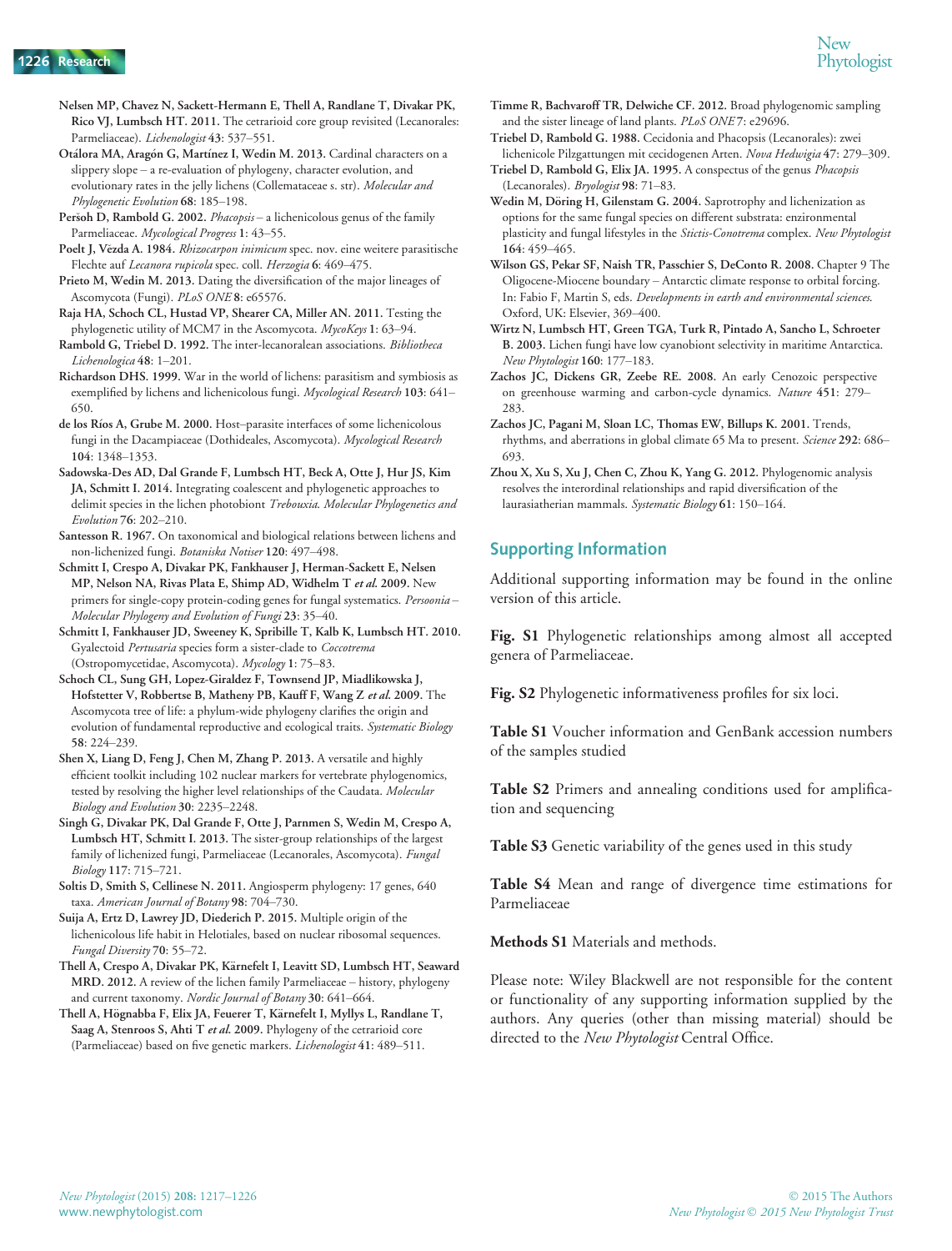Nelsen MP, Chavez N, Sackett-Hermann E, Thell A, Randlane T, Divakar PK, Rico VJ, Lumbsch HT. 2011. The cetrarioid core group revisited (Lecanorales: Parmeliaceae). *Lichenologist* 43: 537–551.

Otálora MA, Aragón G, Martínez I, Wedin M. 2013. Cardinal characters on a slippery slope – a re-evaluation of phylogeny, character evolution, and evolutionary rates in the jelly lichens (Collemataceae s. str). *Molecular and Phylogenetic Evolution* 68: 185–198.

Peršoh D, Rambold G. 2002. *Phacopsis* – a lichenicolous genus of the family Parmeliaceae. *Mycological Progress* 1: 43–55.

Poelt J, Vězda A. 1984. *Rhizocarpon inimicum* spec. nov. eine weitere parasitische Flechte auf *Lecanora rupicola* spec. coll. *Herzogia* 6: 469–475.

Prieto M, Wedin M. 2013. Dating the diversification of the major lineages of Ascomycota (Fungi). *PLoS ONE* 8: e65576.

Raja HA, Schoch CL, Hustad VP, Shearer CA, Miller AN. 2011. Testing the phylogenetic utility of MCM7 in the Ascomycota. *MycoKeys* 1: 63–94.

Rambold G, Triebel D. 1992. The inter-lecanoralean associations. *Bibliotheca Lichenologica* 48: 1–201.

Richardson DHS. 1999. War in the world of lichens: parasitism and symbiosis as exemplified by lichens and lichenicolous fungi. *Mycological Research* 103: 641–650.

de los Ríos A, Grube M. 2000. Host–parasite interfaces of some lichenicolous fungi in the Dacampiaceae (Dothideales, Ascomycota). *Mycological Research* 104: 1348–1353.

Sadowska-Des AD, Dal Grande F, Lumbsch HT, Beck A, Otte J, Hur JS, Kim JA, Schmitt I. 2014. Integrating coalescent and phylogenetic approaches to delimit species in the lichen photobiont *Trebouxia*. *Molecular Phylogenetics and Evolution* 76: 202–210.

Santesson R. 1967. On taxonomical and biological relations between lichens and non-lichenized fungi. *Botaniska Notiser* 120: 497–498.

Schmitt I, Crespo A, Divakar PK, Fankhauser J, Herman-Sackett E, Nelsen MP, Nelson NA, Rivas Plata E, Shimp AD, Widhelm T *et al.* 2009. New primers for single-copy protein-coding genes for fungal systematics. *Persoonia – Molecular Phylogeny and Evolution of Fungi* 23: 35–40.

Schmitt I, Fankhauser JD, Sweeney K, Spribille T, Kalb K, Lumbsch HT. 2010. Gyalectoid *Pertusaria* species form a sister-clade to *Coccotrema* (Ostropomycetidae, Ascomycota). *Mycology* 1: 75–83.

Schoch CL, Sung GH, Lopez-Giraldez F, Townsend JP, Miadlikowska J, Hofstetter V, Robbertse B, Matheny PB, Kauff F, Wang Z *et al.* 2009. The Ascomycota tree of life: a phylum-wide phylogeny clarifies the origin and evolution of fundamental reproductive and ecological traits. *Systematic Biology* 58: 224–239.

Shen X, Liang D, Feng J, Chen M, Zhang P. 2013. A versatile and highly efficient toolkit including 102 nuclear markers for vertebrate phylogenomics, tested by resolving the higher level relationships of the Caudata. *Molecular Biology and Evolution* 30: 2235–2248.

Singh G, Divakar PK, Dal Grande F, Otte J, Parnmen S, Wedin M, Crespo A, Lumbsch HT, Schmitt I. 2013. The sister-group relationships of the largest family of lichenized fungi, Parmeliaceae (Lecanorales, Ascomycota). *Fungal Biology* 117: 715–721.

Soltis D, Smith S, Cellinese N. 2011. Angiosperm phylogeny: 17 genes, 640 taxa. *American Journal of Botany* 98: 704–730.

Suija A, Ertz D, Lawrey JD, Diederich P. 2015. Multiple origin of the lichenicolous life habit in Helotiales, based on nuclear ribosomal sequences. *Fungal Diversity* 70: 55–72.

Thell A, Crespo A, Divakar PK, Kärnefelt I, Leavitt SD, Lumbsch HT, Seaward MRD. 2012. A review of the lichen family Parmeliaceae – history, phylogeny and current taxonomy. *Nordic Journal of Botany* 30: 641–664.

Thell A, Högnabba F, Elix JA, Feuerer T, Kärnefelt I, Myllys L, Randlane T, Saag A, Stenroos S, Ahti T *et al.* 2009. Phylogeny of the cetrarioid core (Parmeliaceae) based on five genetic markers. *Lichenologist* 41: 489–511.

Timme R, Bachvaroff TR, Delwiche CF. 2012. Broad phylogenomic sampling and the sister lineage of land plants. *PLoS ONE* 7: e29696.

Triebel D, Rambold G. 1988. Cecidonia and Phacopsis (Lecanorales): zwei lichenicole Pilzgattungen mit cecidogenen Arten. *Nova Hedwigia* 47: 279–309.

Triebel D, Rambold G, Elix JA. 1995. A conspectus of the genus *Phacopsis* (Lecanorales). *Bryologist* 98: 71–83.

Wedin M, Döring H, Gilenstam G. 2004. Saprotrophy and lichenization as options for the same fungal species on different substrata: enzironmental plasticity and fungal lifestyles in the *Stictis-Conotrema* complex. *New Phytologist* 164: 459–465.

Wilson GS, Pekar SF, Naish TR, Passchier S, DeConto R. 2008. Chapter 9 The Oligocene-Miocene boundary – Antarctic climate response to orbital forcing. In: Fabio F, Martin S, eds. *Developments in earth and environmental sciences*. Oxford, UK: Elsevier, 369–400.

Wirtz N, Lumbsch HT, Green TGA, Turk R, Pintado A, Sancho L, Schroeter B. 2003. Lichen fungi have low cyanobiont selectivity in maritime Antarctica. *New Phytologist* 160: 177–183.

Zachos JC, Dickens GR, Zeebe RE. 2008. An early Cenozoic perspective on greenhouse warming and carbon-cycle dynamics. *Nature* 451: 279–283.

Zachos JC, Pagani M, Sloan LC, Thomas EW, Billups K. 2001. Trends, rhythms, and aberrations in global climate 65 Ma to present. *Science* 292: 686–693.

Zhou X, Xu S, Xu J, Chen C, Zhou K, Yang G. 2012. Phylogenomic analysis resolves the interordinal relationships and rapid diversification of the laurasiatherian mammals. *Systematic Biology* 61: 150–164.

## Supporting Information

Additional supporting information may be found in the online version of this article.

**Fig. S1** Phylogenetic relationships among almost all accepted genera of Parmeliaceae.

**Fig. S2** Phylogenetic informativeness profiles for six loci.

**Table S1** Voucher information and GenBank accession numbers of the samples studied

**Table S2** Primers and annealing conditions used for amplification and sequencing

**Table S3** Genetic variability of the genes used in this study

**Table S4** Mean and range of divergence time estimations for Parmeliaceae

**Methods S1** Materials and methods.

Please note: Wiley Blackwell are not responsible for the content or functionality of any supporting information supplied by the authors. Any queries (other than missing material) should be directed to the *New Phytologist* Central Office.